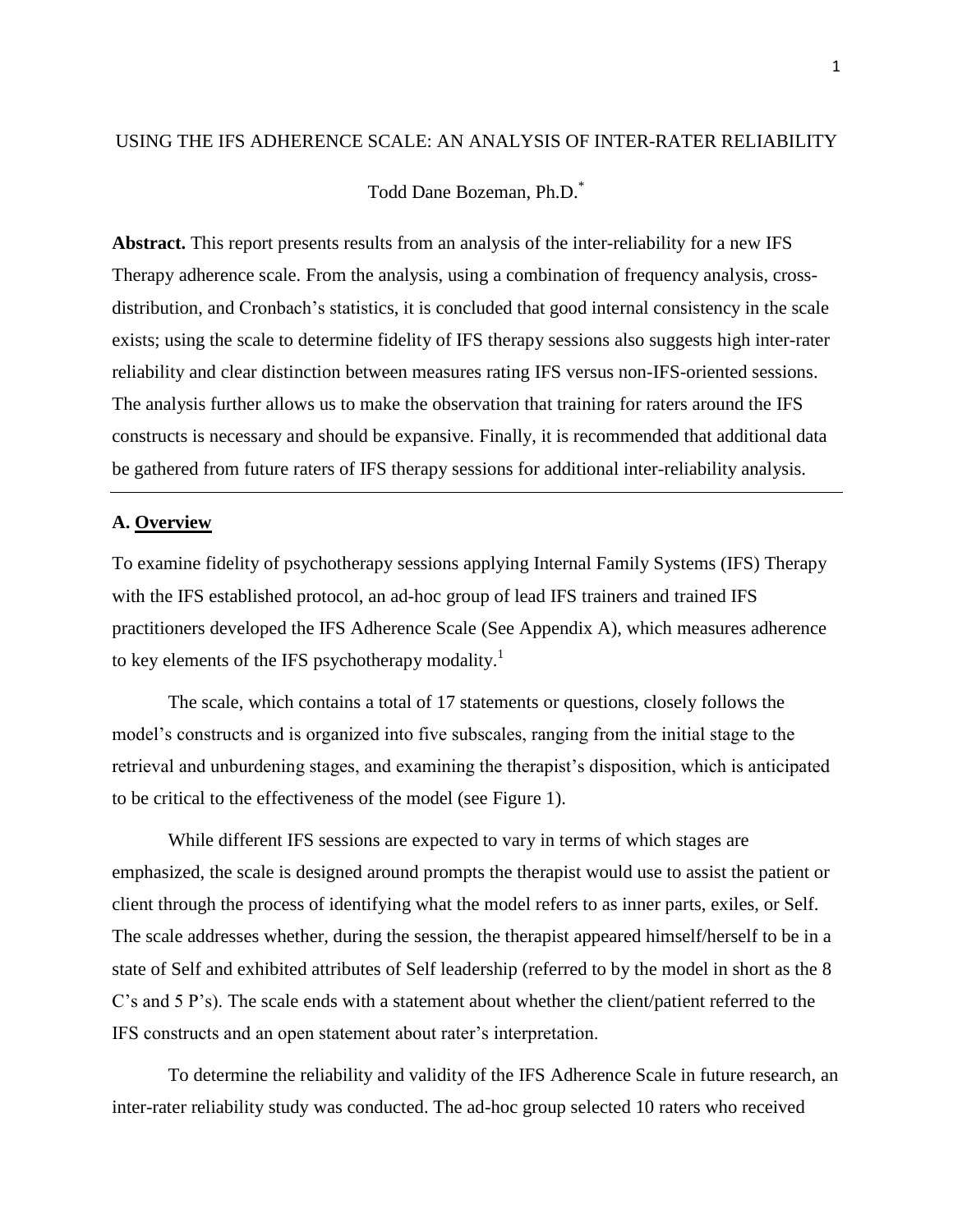# USING THE IFS ADHERENCE SCALE: AN ANALYSIS OF INTER-RATER RELIABILITY

Todd Dane Bozeman, Ph.D.[*]

**Abstract.** This report presents results from an analysis of the inter-reliability for a new IFS Therapy adherence scale. From the analysis, using a combination of frequency analysis, cross-distribution, and Cronbach's statistics, it is concluded that good internal consistency in the scale exists; using the scale to determine fidelity of IFS therapy sessions also suggests high inter-rater reliability and clear distinction between measures rating IFS versus non-IFS-oriented sessions. The analysis further allows us to make the observation that training for raters around the IFS constructs is necessary and should be expansive. Finally, it is recommended that additional data be gathered from future raters of IFS therapy sessions for additional inter-reliability analysis.

---

## A. Overview

To examine fidelity of psychotherapy sessions applying Internal Family Systems (IFS) Therapy with the IFS established protocol, an ad-hoc group of lead IFS trainers and trained IFS practitioners developed the IFS Adherence Scale (See Appendix A), which measures adherence to key elements of the IFS psychotherapy modality.[1]

The scale, which contains a total of 17 statements or questions, closely follows the model's constructs and is organized into five subscales, ranging from the initial stage to the retrieval and unburdening stages, and examining the therapist's disposition, which is anticipated to be critical to the effectiveness of the model (see Figure 1).

While different IFS sessions are expected to vary in terms of which stages are emphasized, the scale is designed around prompts the therapist would use to assist the patient or client through the process of identifying what the model refers to as inner parts, exiles, or Self. The scale addresses whether, during the session, the therapist appeared himself/herself to be in a state of Self and exhibited attributes of Self leadership (referred to by the model in short as the 8 C's and 5 P's). The scale ends with a statement about whether the client/patient referred to the IFS constructs and an open statement about rater's interpretation.

To determine the reliability and validity of the IFS Adherence Scale in future research, an inter-rater reliability study was conducted. The ad-hoc group selected 10 raters who received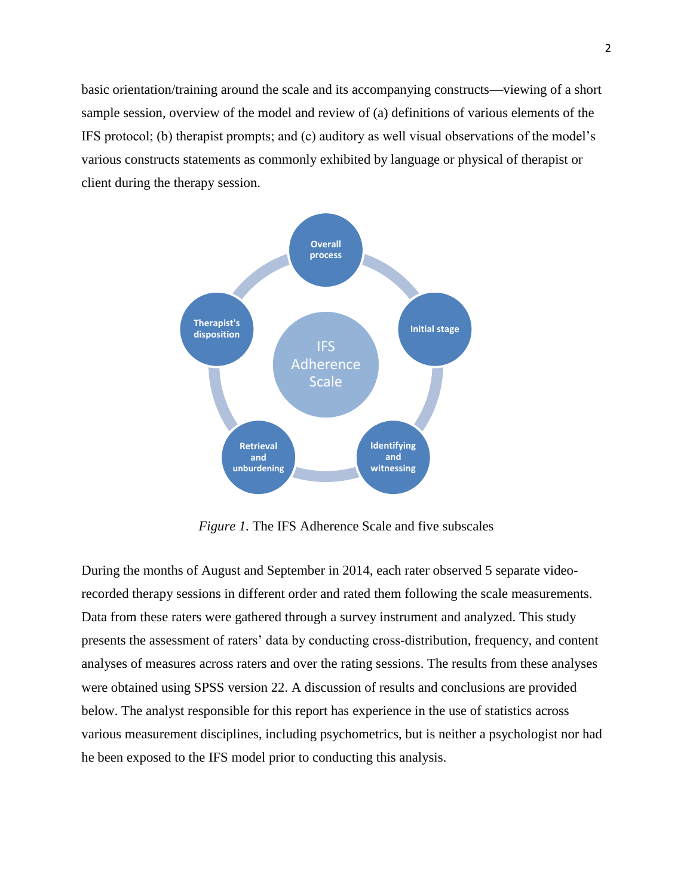basic orientation/training around the scale and its accompanying constructs—viewing of a short sample session, overview of the model and review of (a) definitions of various elements of the IFS protocol; (b) therapist prompts; and (c) auditory as well visual observations of the model's various constructs statements as commonly exhibited by language or physical of therapist or client during the therapy session.

*Figure 1.* The IFS Adherence Scale and five subscales

During the months of August and September in 2014, each rater observed 5 separate video-recorded therapy sessions in different order and rated them following the scale measurements. Data from these raters were gathered through a survey instrument and analyzed. This study presents the assessment of raters' data by conducting cross-distribution, frequency, and content analyses of measures across raters and over the rating sessions. The results from these analyses were obtained using SPSS version 22. A discussion of results and conclusions are provided below. The analyst responsible for this report has experience in the use of statistics across various measurement disciplines, including psychometrics, but is neither a psychologist nor had he been exposed to the IFS model prior to conducting this analysis.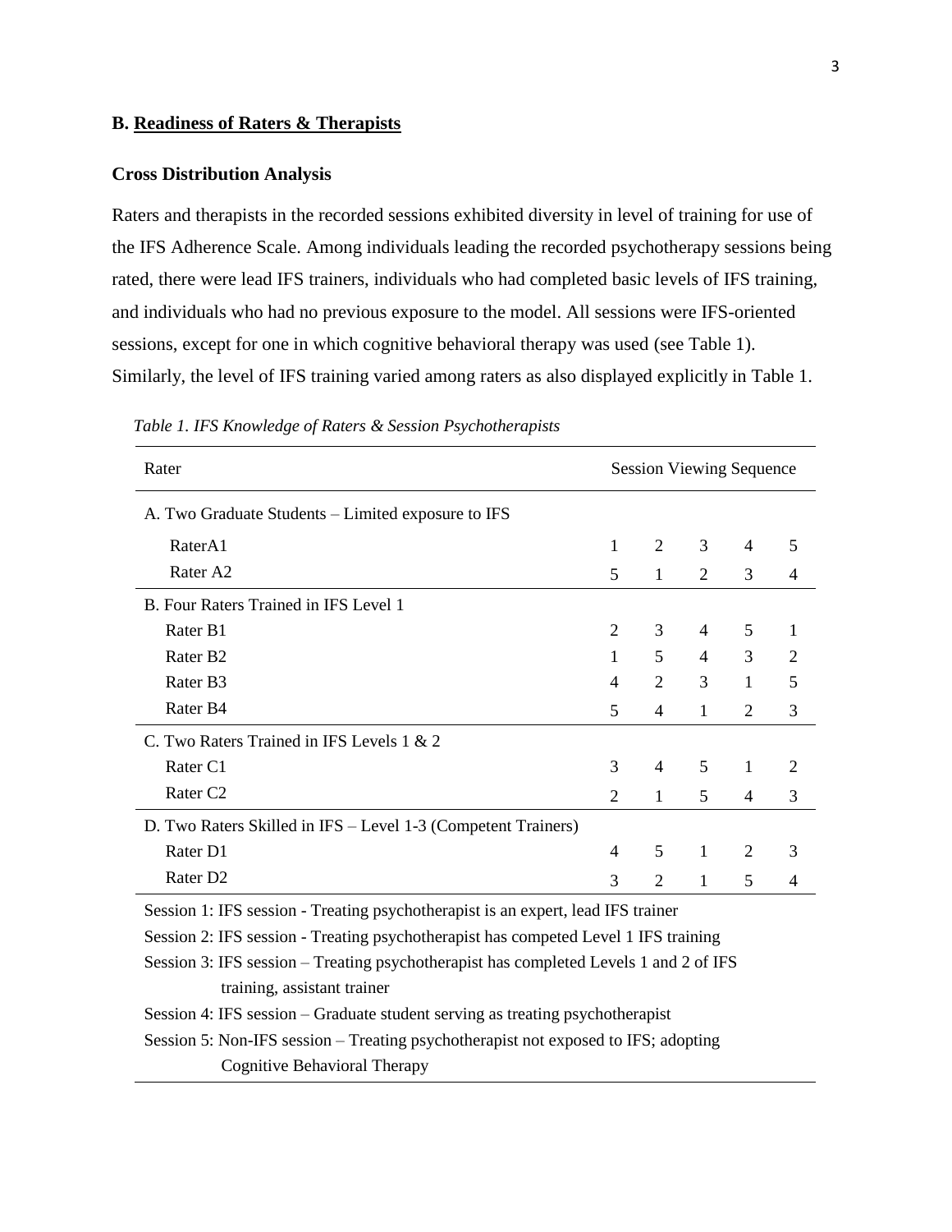### B. Readiness of Raters & Therapists

#### Cross Distribution Analysis

Raters and therapists in the recorded sessions exhibited diversity in level of training for use of the IFS Adherence Scale. Among individuals leading the recorded psychotherapy sessions being rated, there were lead IFS trainers, individuals who had completed basic levels of IFS training, and individuals who had no previous exposure to the model. All sessions were IFS-oriented sessions, except for one in which cognitive behavioral therapy was used (see Table 1). Similarly, the level of IFS training varied among raters as also displayed explicitly in Table 1.

*Table 1. IFS Knowledge of Raters & Session Psychotherapists*

| Rater | Session Viewing Sequence | | | | |
|---|---|---|---|---|---|
| A. Two Graduate Students – Limited exposure to IFS | | | | | |
| RaterA1 | 1 | 2 | 3 | 4 | 5 |
| Rater A2 | 5 | 1 | 2 | 3 | 4 |
| B. Four Raters Trained in IFS Level 1 | | | | | |
| Rater B1 | 2 | 3 | 4 | 5 | 1 |
| Rater B2 | 1 | 5 | 4 | 3 | 2 |
| Rater B3 | 4 | 2 | 3 | 1 | 5 |
| Rater B4 | 5 | 4 | 1 | 2 | 3 |
| C. Two Raters Trained in IFS Levels 1 & 2 | | | | | |
| Rater C1 | 3 | 4 | 5 | 1 | 2 |
| Rater C2 | 2 | 1 | 5 | 4 | 3 |
| D. Two Raters Skilled in IFS – Level 1-3 (Competent Trainers) | | | | | |
| Rater D1 | 4 | 5 | 1 | 2 | 3 |
| Rater D2 | 3 | 2 | 1 | 5 | 4 |

Session 1: IFS session - Treating psychotherapist is an expert, lead IFS trainer
Session 2: IFS session - Treating psychotherapist has competed Level 1 IFS training
Session 3: IFS session – Treating psychotherapist has completed Levels 1 and 2 of IFS training, assistant trainer
Session 4: IFS session – Graduate student serving as treating psychotherapist
Session 5: Non-IFS session – Treating psychotherapist not exposed to IFS; adopting Cognitive Behavioral Therapy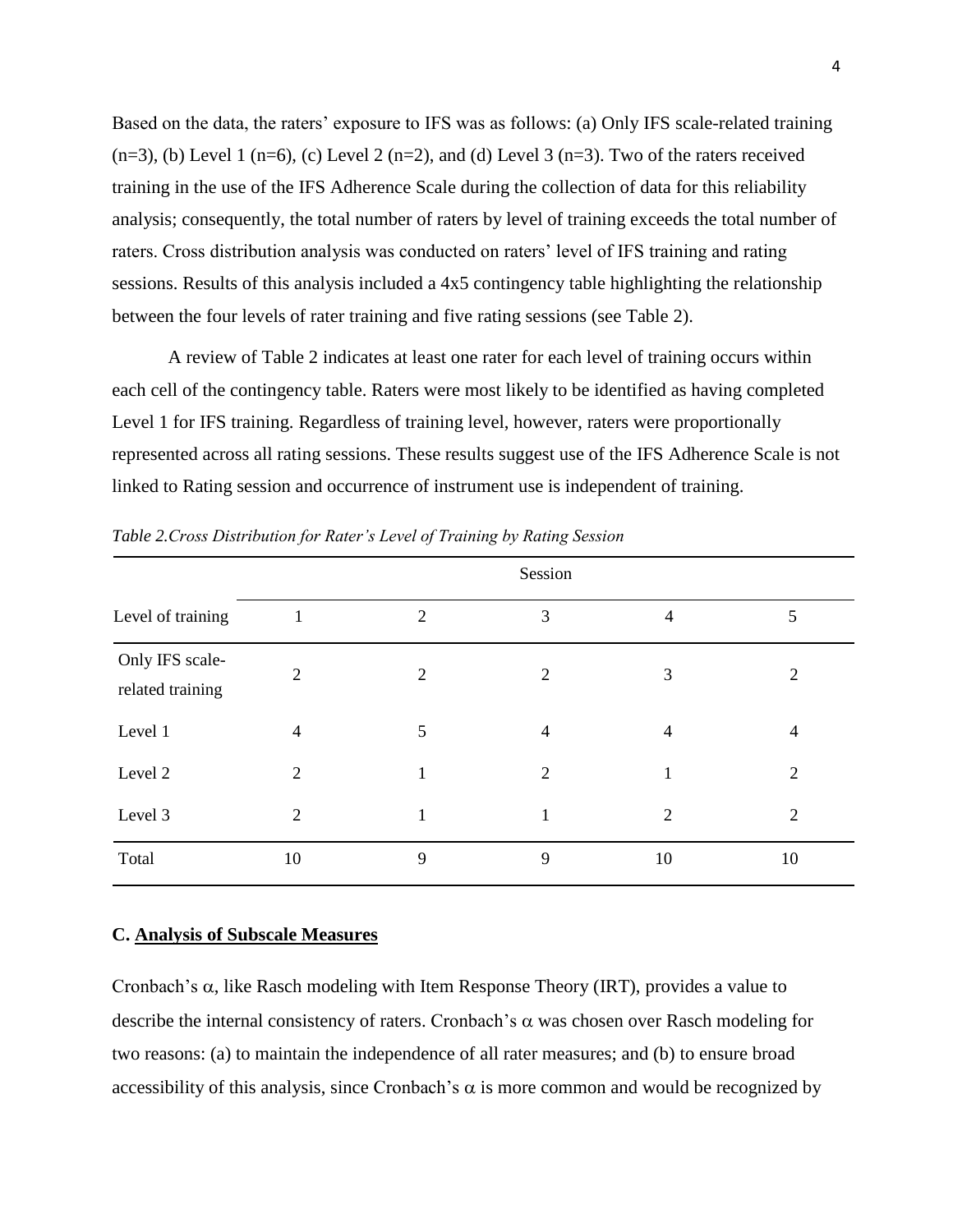Based on the data, the raters' exposure to IFS was as follows: (a) Only IFS scale-related training (n=3), (b) Level 1 (n=6), (c) Level 2 (n=2), and (d) Level 3 (n=3). Two of the raters received training in the use of the IFS Adherence Scale during the collection of data for this reliability analysis; consequently, the total number of raters by level of training exceeds the total number of raters. Cross distribution analysis was conducted on raters' level of IFS training and rating sessions. Results of this analysis included a 4x5 contingency table highlighting the relationship between the four levels of rater training and five rating sessions (see Table 2).

A review of Table 2 indicates at least one rater for each level of training occurs within each cell of the contingency table. Raters were most likely to be identified as having completed Level 1 for IFS training. Regardless of training level, however, raters were proportionally represented across all rating sessions. These results suggest use of the IFS Adherence Scale is not linked to Rating session and occurrence of instrument use is independent of training.

*Table 2.Cross Distribution for Rater's Level of Training by Rating Session*

| | Session | | | | |
|---|---|---|---|---|---|
| Level of training | 1 | 2 | 3 | 4 | 5 |
| Only IFS scale-related training | 2 | 2 | 2 | 3 | 2 |
| Level 1 | 4 | 5 | 4 | 4 | 4 |
| Level 2 | 2 | 1 | 2 | 1 | 2 |
| Level 3 | 2 | 1 | 1 | 2 | 2 |
| Total | 10 | 9 | 9 | 10 | 10 |

### C. Analysis of Subscale Measures

Cronbach's $\alpha$, like Rasch modeling with Item Response Theory (IRT), provides a value to describe the internal consistency of raters. Cronbach's $\alpha$ was chosen over Rasch modeling for two reasons: (a) to maintain the independence of all rater measures; and (b) to ensure broad accessibility of this analysis, since Cronbach's $\alpha$ is more common and would be recognized by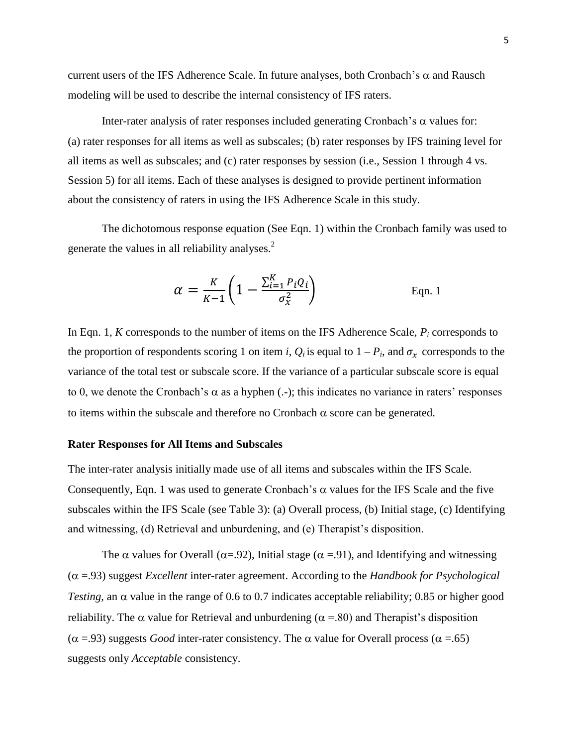current users of the IFS Adherence Scale. In future analyses, both Cronbach's $\alpha$ and Rausch modeling will be used to describe the internal consistency of IFS raters.

Inter-rater analysis of rater responses included generating Cronbach's $\alpha$ values for: (a) rater responses for all items as well as subscales; (b) rater responses by IFS training level for all items as well as subscales; and (c) rater responses by session (i.e., Session 1 through 4 vs. Session 5) for all items. Each of these analyses is designed to provide pertinent information about the consistency of raters in using the IFS Adherence Scale in this study.

The dichotomous response equation (See Eqn. 1) within the Cronbach family was used to generate the values in all reliability analyses.[2]

$$\alpha = \frac{K}{K-1}\left(1 - \frac{\sum_{i=1}^{K} P_i Q_i}{\sigma_x^2}\right) \qquad \text{Eqn. 1}$$

In Eqn. 1, $K$ corresponds to the number of items on the IFS Adherence Scale, $P_i$ corresponds to the proportion of respondents scoring 1 on item $i$, $Q_i$ is equal to $1 - P_i$, and $\sigma_x$ corresponds to the variance of the total test or subscale score. If the variance of a particular subscale score is equal to 0, we denote the Cronbach's $\alpha$ as a hyphen (.-); this indicates no variance in raters' responses to items within the subscale and therefore no Cronbach $\alpha$ score can be generated.

### Rater Responses for All Items and Subscales

The inter-rater analysis initially made use of all items and subscales within the IFS Scale. Consequently, Eqn. 1 was used to generate Cronbach's $\alpha$ values for the IFS Scale and the five subscales within the IFS Scale (see Table 3): (a) Overall process, (b) Initial stage, (c) Identifying and witnessing, (d) Retrieval and unburdening, and (e) Therapist's disposition.

The $\alpha$ values for Overall ($\alpha$=.92), Initial stage ($\alpha$ =.91), and Identifying and witnessing ($\alpha$ =.93) suggest *Excellent* inter-rater agreement. According to the *Handbook for Psychological Testing*, an $\alpha$ value in the range of 0.6 to 0.7 indicates acceptable reliability; 0.85 or higher good reliability. The $\alpha$ value for Retrieval and unburdening ($\alpha$ =.80) and Therapist's disposition ($\alpha$ =.93) suggests *Good* inter-rater consistency. The $\alpha$ value for Overall process ($\alpha$ =.65) suggests only *Acceptable* consistency.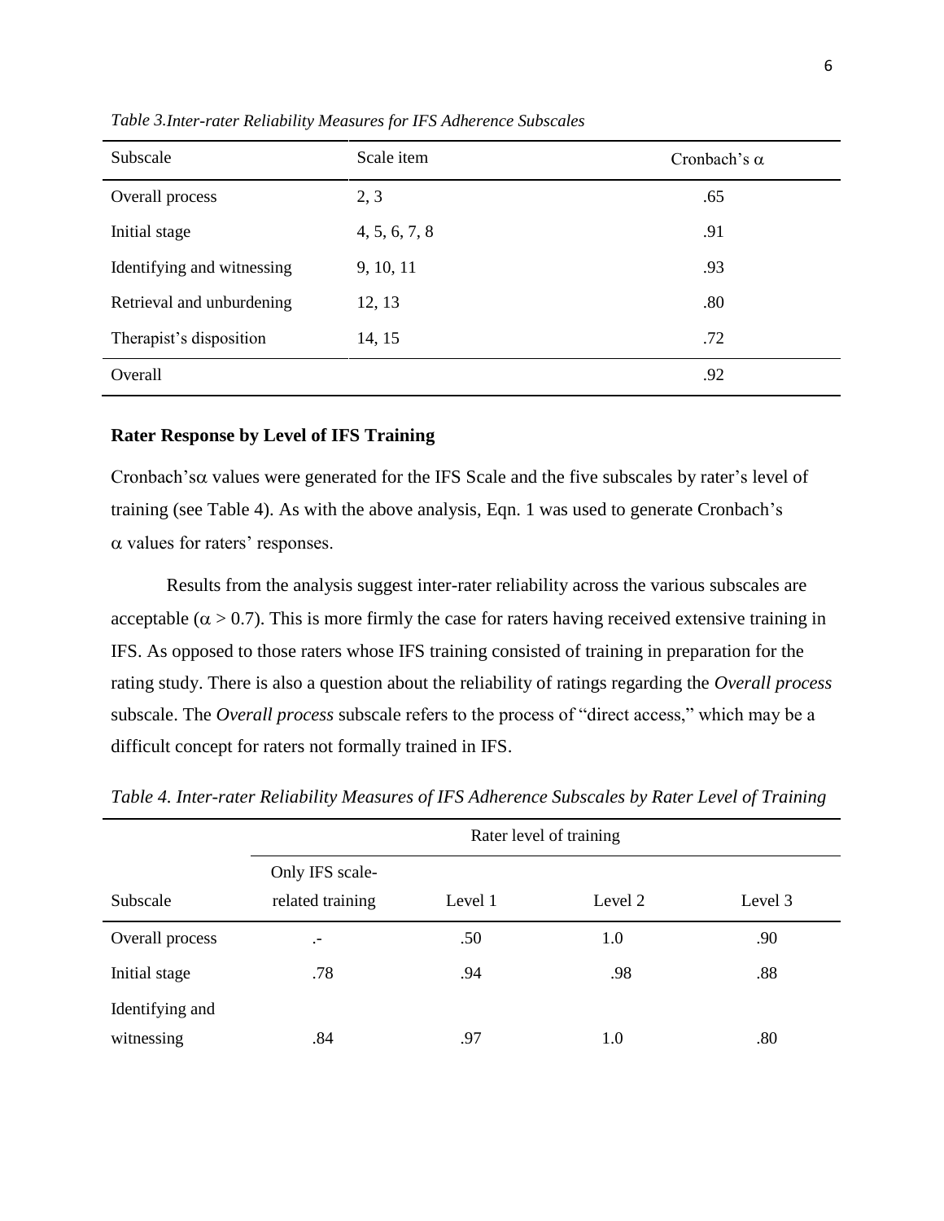*Table 3.Inter-rater Reliability Measures for IFS Adherence Subscales*

| Subscale | Scale item | Cronbach's $\alpha$ |
|---|---|---|
| Overall process | 2, 3 | .65 |
| Initial stage | 4, 5, 6, 7, 8 | .91 |
| Identifying and witnessing | 9, 10, 11 | .93 |
| Retrieval and unburdening | 12, 13 | .80 |
| Therapist's disposition | 14, 15 | .72 |
| Overall | | .92 |

**Rater Response by Level of IFS Training**

Cronbach's$\alpha$ values were generated for the IFS Scale and the five subscales by rater's level of training (see Table 4). As with the above analysis, Eqn. 1 was used to generate Cronbach's $\alpha$ values for raters' responses.

Results from the analysis suggest inter-rater reliability across the various subscales are acceptable ($\alpha > 0.7$). This is more firmly the case for raters having received extensive training in IFS. As opposed to those raters whose IFS training consisted of training in preparation for the rating study. There is also a question about the reliability of ratings regarding the *Overall process* subscale. The *Overall process* subscale refers to the process of "direct access," which may be a difficult concept for raters not formally trained in IFS.

*Table 4. Inter-rater Reliability Measures of IFS Adherence Subscales by Rater Level of Training*

| | Rater level of training | | | |
|---|---|---|---|---|
| Subscale | Only IFS scale-related training | Level 1 | Level 2 | Level 3 |
| Overall process | .- | .50 | 1.0 | .90 |
| Initial stage | .78 | .94 | .98 | .88 |
| Identifying and witnessing | .84 | .97 | 1.0 | .80 |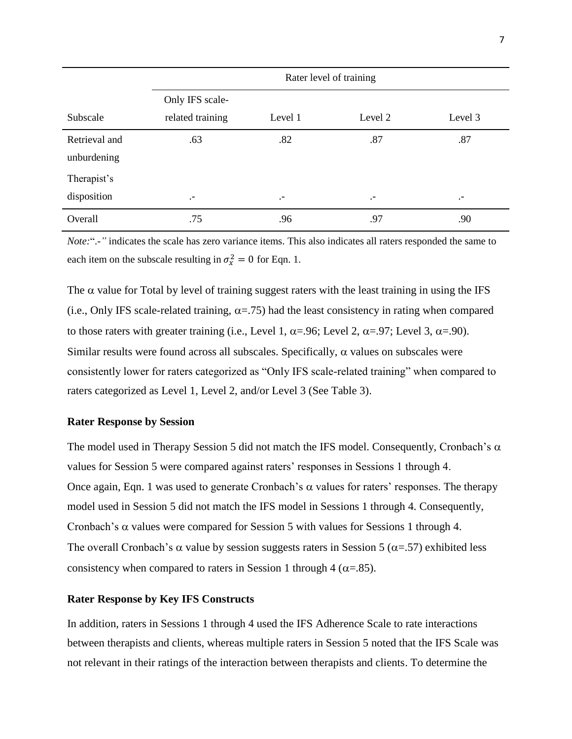| | Rater level of training | | | |
|---|---|---|---|---|
| Subscale | Only IFS scale-related training | Level 1 | Level 2 | Level 3 |
| Retrieval and unburdening | .63 | .82 | .87 | .87 |
| Therapist's disposition | .- | .- | .- | .- |
| Overall | .75 | .96 | .97 | .90 |

*Note:*".-" indicates the scale has zero variance items. This also indicates all raters responded the same to each item on the subscale resulting in $\sigma_x^2 = 0$ for Eqn. 1.

The $\alpha$ value for Total by level of training suggest raters with the least training in using the IFS (i.e., Only IFS scale-related training, $\alpha$=.75) had the least consistency in rating when compared to those raters with greater training (i.e., Level 1, $\alpha$=.96; Level 2, $\alpha$=.97; Level 3, $\alpha$=.90). Similar results were found across all subscales. Specifically, $\alpha$ values on subscales were consistently lower for raters categorized as "Only IFS scale-related training" when compared to raters categorized as Level 1, Level 2, and/or Level 3 (See Table 3).

**Rater Response by Session**

The model used in Therapy Session 5 did not match the IFS model. Consequently, Cronbach's $\alpha$ values for Session 5 were compared against raters' responses in Sessions 1 through 4.
Once again, Eqn. 1 was used to generate Cronbach's $\alpha$ values for raters' responses. The therapy model used in Session 5 did not match the IFS model in Sessions 1 through 4. Consequently, Cronbach's $\alpha$ values were compared for Session 5 with values for Sessions 1 through 4.
The overall Cronbach's $\alpha$ value by session suggests raters in Session 5 ($\alpha$=.57) exhibited less consistency when compared to raters in Session 1 through 4 ($\alpha$=.85).

**Rater Response by Key IFS Constructs**

In addition, raters in Sessions 1 through 4 used the IFS Adherence Scale to rate interactions between therapists and clients, whereas multiple raters in Session 5 noted that the IFS Scale was not relevant in their ratings of the interaction between therapists and clients. To determine the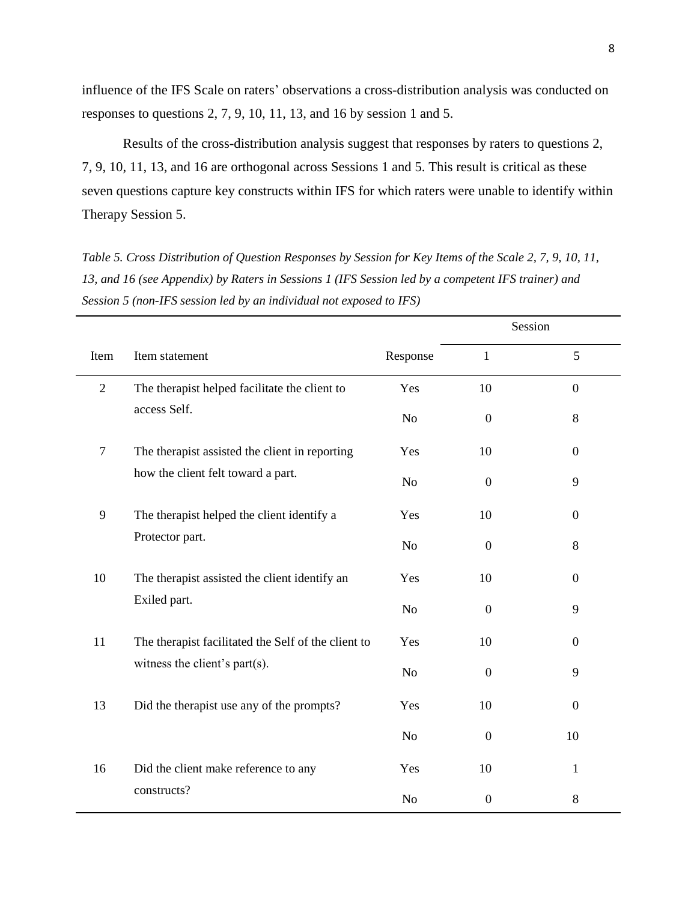influence of the IFS Scale on raters' observations a cross-distribution analysis was conducted on responses to questions 2, 7, 9, 10, 11, 13, and 16 by session 1 and 5.

Results of the cross-distribution analysis suggest that responses by raters to questions 2, 7, 9, 10, 11, 13, and 16 are orthogonal across Sessions 1 and 5. This result is critical as these seven questions capture key constructs within IFS for which raters were unable to identify within Therapy Session 5.

*Table 5. Cross Distribution of Question Responses by Session for Key Items of the Scale 2, 7, 9, 10, 11, 13, and 16 (see Appendix) by Raters in Sessions 1 (IFS Session led by a competent IFS trainer) and Session 5 (non-IFS session led by an individual not exposed to IFS)*

| | | | Session | |
|---|---|---|---|---|
| Item | Item statement | Response | 1 | 5 |
| 2 | The therapist helped facilitate the client to access Self. | Yes | 10 | 0 |
| | | No | 0 | 8 |
| 7 | The therapist assisted the client in reporting how the client felt toward a part. | Yes | 10 | 0 |
| | | No | 0 | 9 |
| 9 | The therapist helped the client identify a Protector part. | Yes | 10 | 0 |
| | | No | 0 | 8 |
| 10 | The therapist assisted the client identify an Exiled part. | Yes | 10 | 0 |
| | | No | 0 | 9 |
| 11 | The therapist facilitated the Self of the client to witness the client's part(s). | Yes | 10 | 0 |
| | | No | 0 | 9 |
| 13 | Did the therapist use any of the prompts? | Yes | 10 | 0 |
| | | No | 0 | 10 |
| 16 | Did the client make reference to any constructs? | Yes | 10 | 1 |
| | | No | 0 | 8 |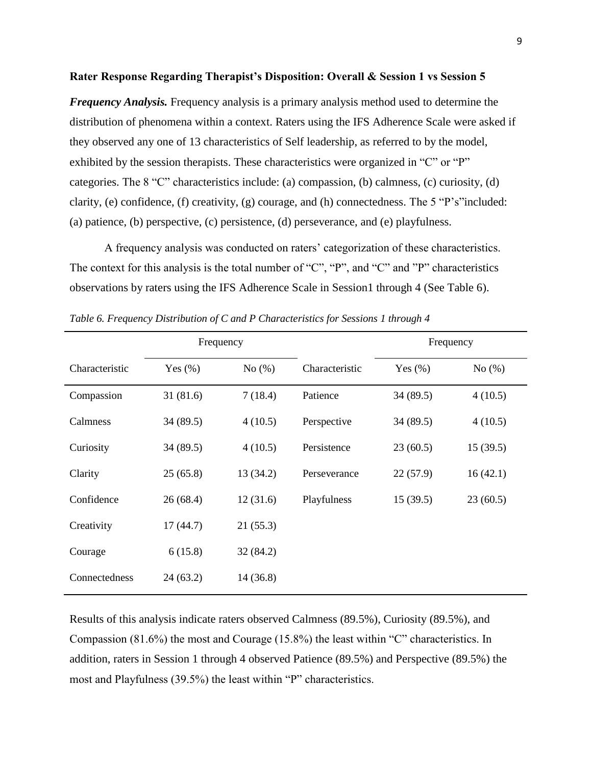**Rater Response Regarding Therapist's Disposition: Overall & Session 1 vs Session 5**

***Frequency Analysis.*** Frequency analysis is a primary analysis method used to determine the distribution of phenomena within a context. Raters using the IFS Adherence Scale were asked if they observed any one of 13 characteristics of Self leadership, as referred to by the model, exhibited by the session therapists. These characteristics were organized in "C" or "P" categories. The 8 "C" characteristics include: (a) compassion, (b) calmness, (c) curiosity, (d) clarity, (e) confidence, (f) creativity, (g) courage, and (h) connectedness. The 5 "P's"included: (a) patience, (b) perspective, (c) persistence, (d) perseverance, and (e) playfulness.

A frequency analysis was conducted on raters' categorization of these characteristics. The context for this analysis is the total number of "C", "P", and "C" and "P" characteristics observations by raters using the IFS Adherence Scale in Session1 through 4 (See Table 6).

*Table 6. Frequency Distribution of C and P Characteristics for Sessions 1 through 4*

| | Frequency | | | Frequency | |
|---|---|---|---|---|---|
| Characteristic | Yes (%) | No (%) | Characteristic | Yes (%) | No (%) |
| Compassion | 31 (81.6) | 7 (18.4) | Patience | 34 (89.5) | 4 (10.5) |
| Calmness | 34 (89.5) | 4 (10.5) | Perspective | 34 (89.5) | 4 (10.5) |
| Curiosity | 34 (89.5) | 4 (10.5) | Persistence | 23 (60.5) | 15 (39.5) |
| Clarity | 25 (65.8) | 13 (34.2) | Perseverance | 22 (57.9) | 16 (42.1) |
| Confidence | 26 (68.4) | 12 (31.6) | Playfulness | 15 (39.5) | 23 (60.5) |
| Creativity | 17 (44.7) | 21 (55.3) | | | |
| Courage | 6 (15.8) | 32 (84.2) | | | |
| Connectedness | 24 (63.2) | 14 (36.8) | | | |

Results of this analysis indicate raters observed Calmness (89.5%), Curiosity (89.5%), and Compassion (81.6%) the most and Courage (15.8%) the least within "C" characteristics. In addition, raters in Session 1 through 4 observed Patience (89.5%) and Perspective (89.5%) the most and Playfulness (39.5%) the least within "P" characteristics.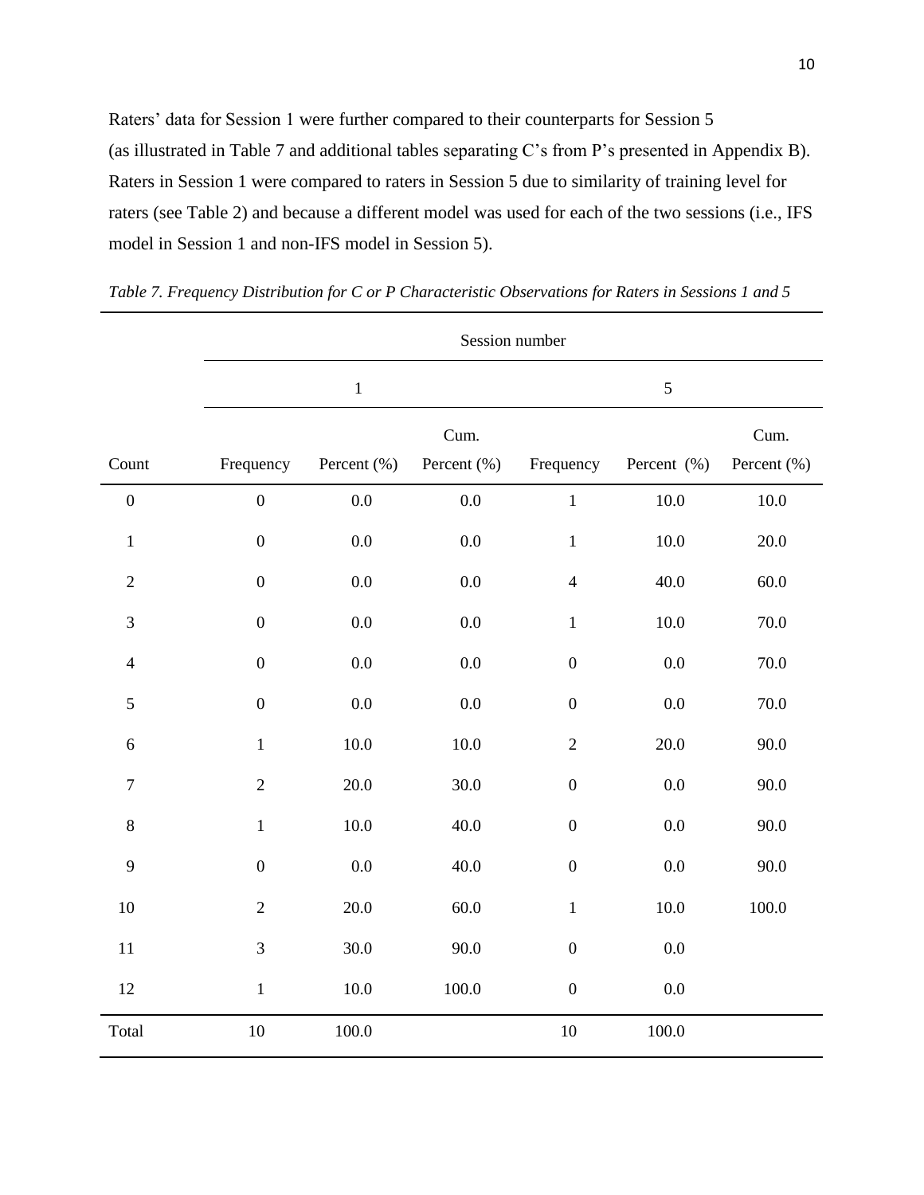Raters' data for Session 1 were further compared to their counterparts for Session 5 (as illustrated in Table 7 and additional tables separating C's from P's presented in Appendix B). Raters in Session 1 were compared to raters in Session 5 due to similarity of training level for raters (see Table 2) and because a different model was used for each of the two sessions (i.e., IFS model in Session 1 and non-IFS model in Session 5).

*Table 7. Frequency Distribution for C or P Characteristic Observations for Raters in Sessions 1 and 5*

| | Session number | | | | | |
|---|---|---|---|---|---|---|
| | 1 | | | 5 | | |
| Count | Frequency | Percent (%) | Cum. Percent (%) | Frequency | Percent (%) | Cum. Percent (%) |
| 0 | 0 | 0.0 | 0.0 | 1 | 10.0 | 10.0 |
| 1 | 0 | 0.0 | 0.0 | 1 | 10.0 | 20.0 |
| 2 | 0 | 0.0 | 0.0 | 4 | 40.0 | 60.0 |
| 3 | 0 | 0.0 | 0.0 | 1 | 10.0 | 70.0 |
| 4 | 0 | 0.0 | 0.0 | 0 | 0.0 | 70.0 |
| 5 | 0 | 0.0 | 0.0 | 0 | 0.0 | 70.0 |
| 6 | 1 | 10.0 | 10.0 | 2 | 20.0 | 90.0 |
| 7 | 2 | 20.0 | 30.0 | 0 | 0.0 | 90.0 |
| 8 | 1 | 10.0 | 40.0 | 0 | 0.0 | 90.0 |
| 9 | 0 | 0.0 | 40.0 | 0 | 0.0 | 90.0 |
| 10 | 2 | 20.0 | 60.0 | 1 | 10.0 | 100.0 |
| 11 | 3 | 30.0 | 90.0 | 0 | 0.0 | |
| 12 | 1 | 10.0 | 100.0 | 0 | 0.0 | |
| Total | 10 | 100.0 | | 10 | 100.0 | |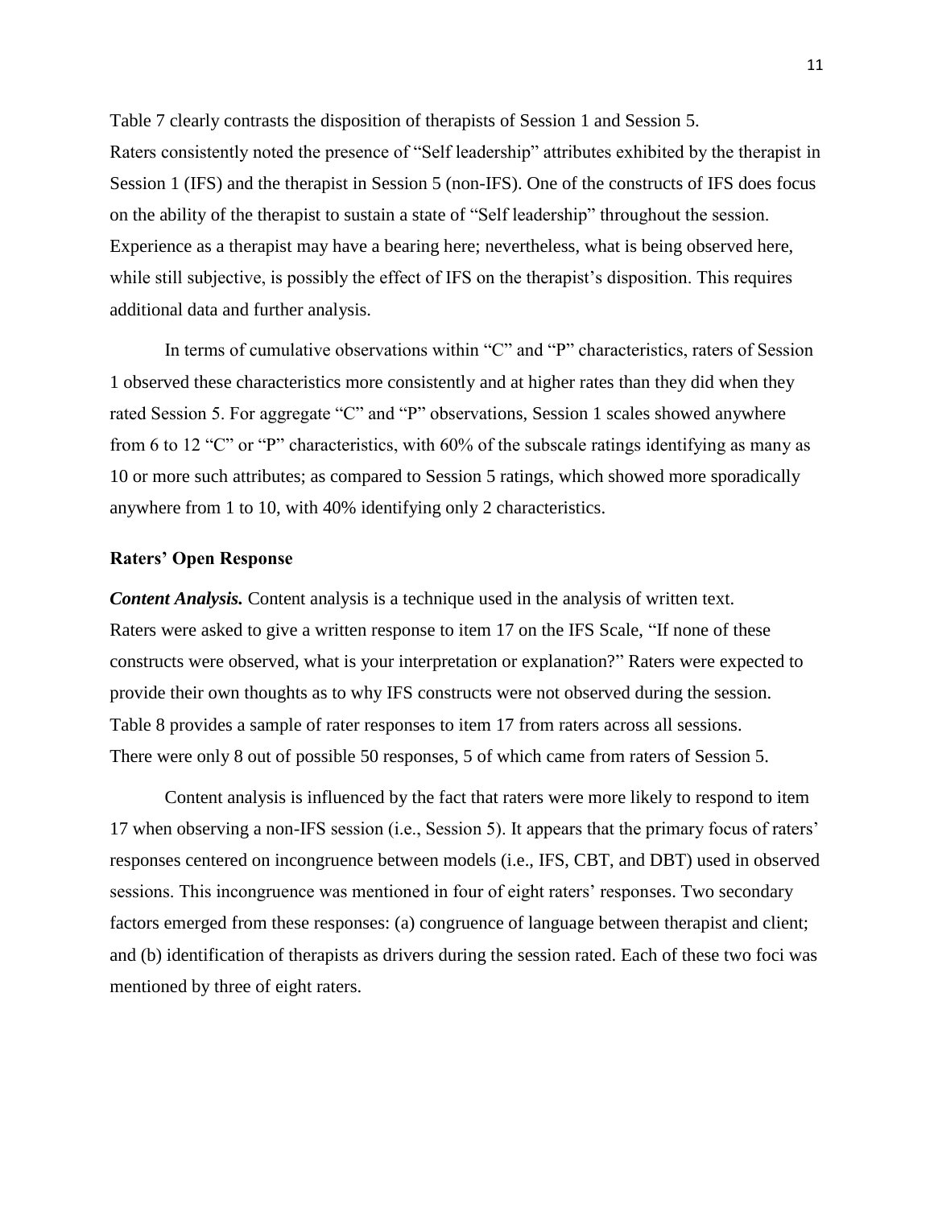Table 7 clearly contrasts the disposition of therapists of Session 1 and Session 5. Raters consistently noted the presence of "Self leadership" attributes exhibited by the therapist in Session 1 (IFS) and the therapist in Session 5 (non-IFS). One of the constructs of IFS does focus on the ability of the therapist to sustain a state of "Self leadership" throughout the session. Experience as a therapist may have a bearing here; nevertheless, what is being observed here, while still subjective, is possibly the effect of IFS on the therapist's disposition. This requires additional data and further analysis.

In terms of cumulative observations within "C" and "P" characteristics, raters of Session 1 observed these characteristics more consistently and at higher rates than they did when they rated Session 5. For aggregate "C" and "P" observations, Session 1 scales showed anywhere from 6 to 12 "C" or "P" characteristics, with 60% of the subscale ratings identifying as many as 10 or more such attributes; as compared to Session 5 ratings, which showed more sporadically anywhere from 1 to 10, with 40% identifying only 2 characteristics.

### Raters' Open Response

***Content Analysis.*** Content analysis is a technique used in the analysis of written text. Raters were asked to give a written response to item 17 on the IFS Scale, "If none of these constructs were observed, what is your interpretation or explanation?" Raters were expected to provide their own thoughts as to why IFS constructs were not observed during the session. Table 8 provides a sample of rater responses to item 17 from raters across all sessions. There were only 8 out of possible 50 responses, 5 of which came from raters of Session 5.

Content analysis is influenced by the fact that raters were more likely to respond to item 17 when observing a non-IFS session (i.e., Session 5). It appears that the primary focus of raters' responses centered on incongruence between models (i.e., IFS, CBT, and DBT) used in observed sessions. This incongruence was mentioned in four of eight raters' responses. Two secondary factors emerged from these responses: (a) congruence of language between therapist and client; and (b) identification of therapists as drivers during the session rated. Each of these two foci was mentioned by three of eight raters.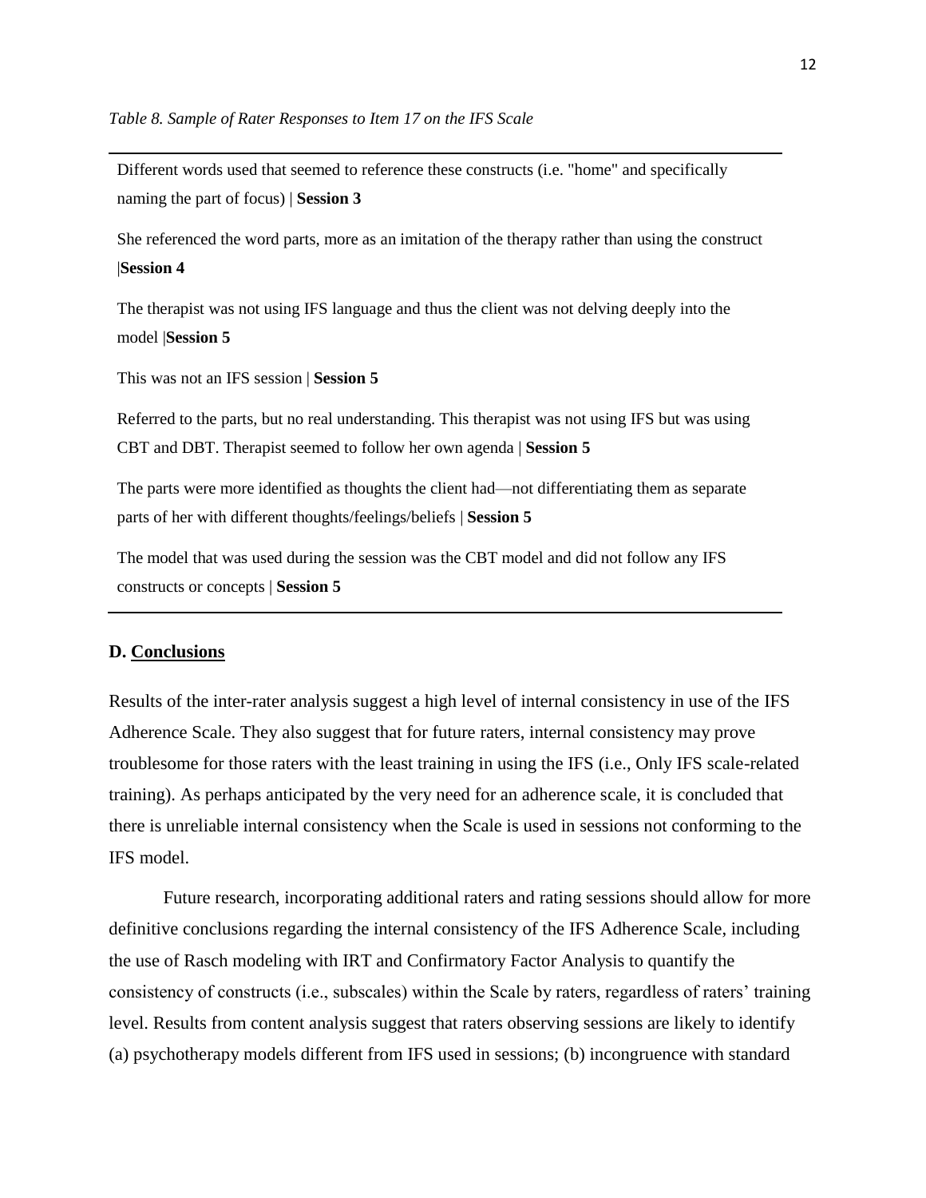*Table 8. Sample of Rater Responses to Item 17 on the IFS Scale*

| |
|---|
| Different words used that seemed to reference these constructs (i.e. "home" and specifically naming the part of focus) \| **Session 3** |
| She referenced the word parts, more as an imitation of the therapy rather than using the construct \|**Session 4** |
| The therapist was not using IFS language and thus the client was not delving deeply into the model \|**Session 5** |
| This was not an IFS session \| **Session 5** |
| Referred to the parts, but no real understanding. This therapist was not using IFS but was using CBT and DBT. Therapist seemed to follow her own agenda \| **Session 5** |
| The parts were more identified as thoughts the client had—not differentiating them as separate parts of her with different thoughts/feelings/beliefs \| **Session 5** |
| The model that was used during the session was the CBT model and did not follow any IFS constructs or concepts \| **Session 5** |

## D. Conclusions

Results of the inter-rater analysis suggest a high level of internal consistency in use of the IFS Adherence Scale. They also suggest that for future raters, internal consistency may prove troublesome for those raters with the least training in using the IFS (i.e., Only IFS scale-related training). As perhaps anticipated by the very need for an adherence scale, it is concluded that there is unreliable internal consistency when the Scale is used in sessions not conforming to the IFS model.

Future research, incorporating additional raters and rating sessions should allow for more definitive conclusions regarding the internal consistency of the IFS Adherence Scale, including the use of Rasch modeling with IRT and Confirmatory Factor Analysis to quantify the consistency of constructs (i.e., subscales) within the Scale by raters, regardless of raters' training level. Results from content analysis suggest that raters observing sessions are likely to identify (a) psychotherapy models different from IFS used in sessions; (b) incongruence with standard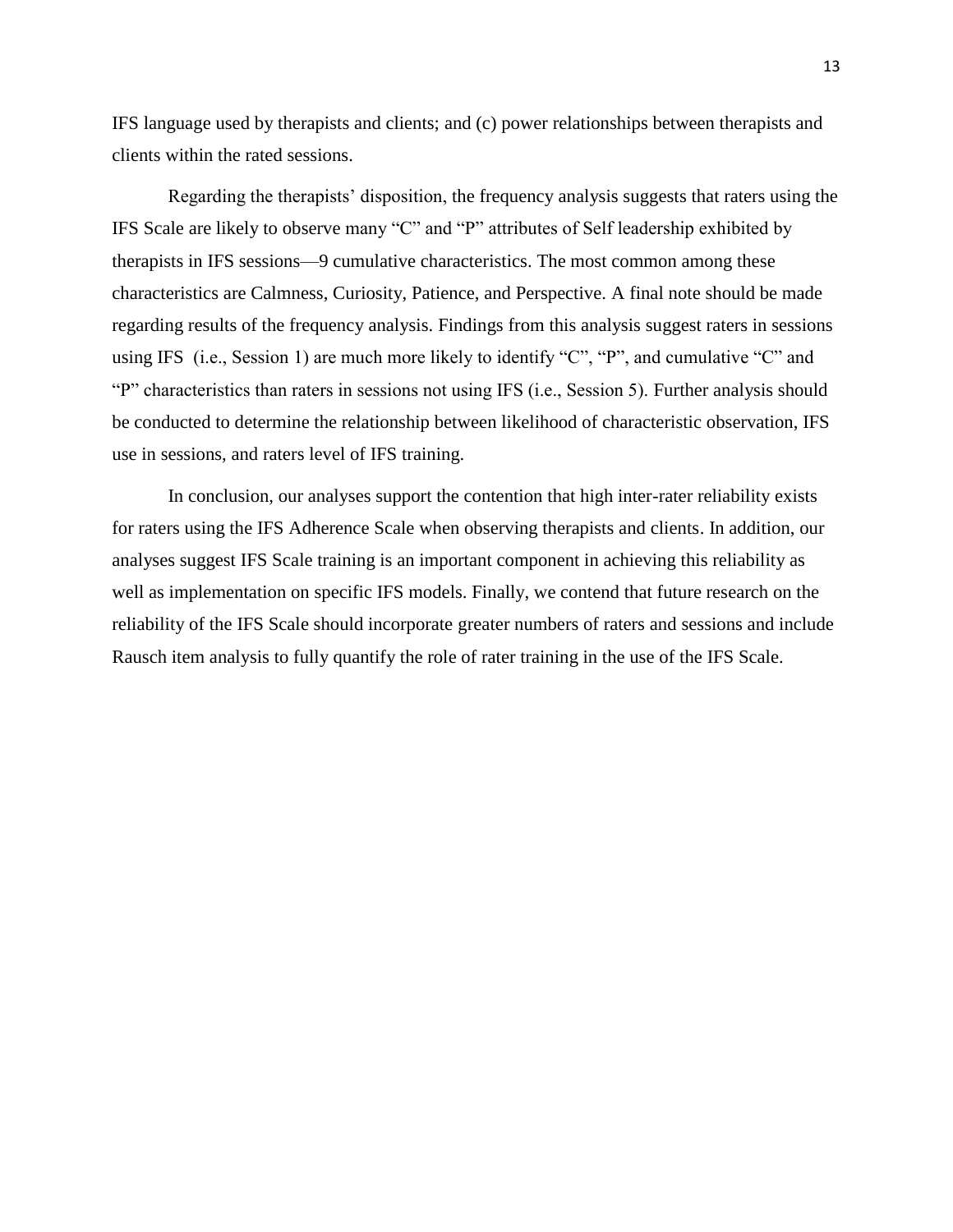IFS language used by therapists and clients; and (c) power relationships between therapists and clients within the rated sessions.

Regarding the therapists' disposition, the frequency analysis suggests that raters using the IFS Scale are likely to observe many "C" and "P" attributes of Self leadership exhibited by therapists in IFS sessions—9 cumulative characteristics. The most common among these characteristics are Calmness, Curiosity, Patience, and Perspective. A final note should be made regarding results of the frequency analysis. Findings from this analysis suggest raters in sessions using IFS (i.e., Session 1) are much more likely to identify "C", "P", and cumulative "C" and "P" characteristics than raters in sessions not using IFS (i.e., Session 5). Further analysis should be conducted to determine the relationship between likelihood of characteristic observation, IFS use in sessions, and raters level of IFS training.

In conclusion, our analyses support the contention that high inter-rater reliability exists for raters using the IFS Adherence Scale when observing therapists and clients. In addition, our analyses suggest IFS Scale training is an important component in achieving this reliability as well as implementation on specific IFS models. Finally, we contend that future research on the reliability of the IFS Scale should incorporate greater numbers of raters and sessions and include Rausch item analysis to fully quantify the role of rater training in the use of the IFS Scale.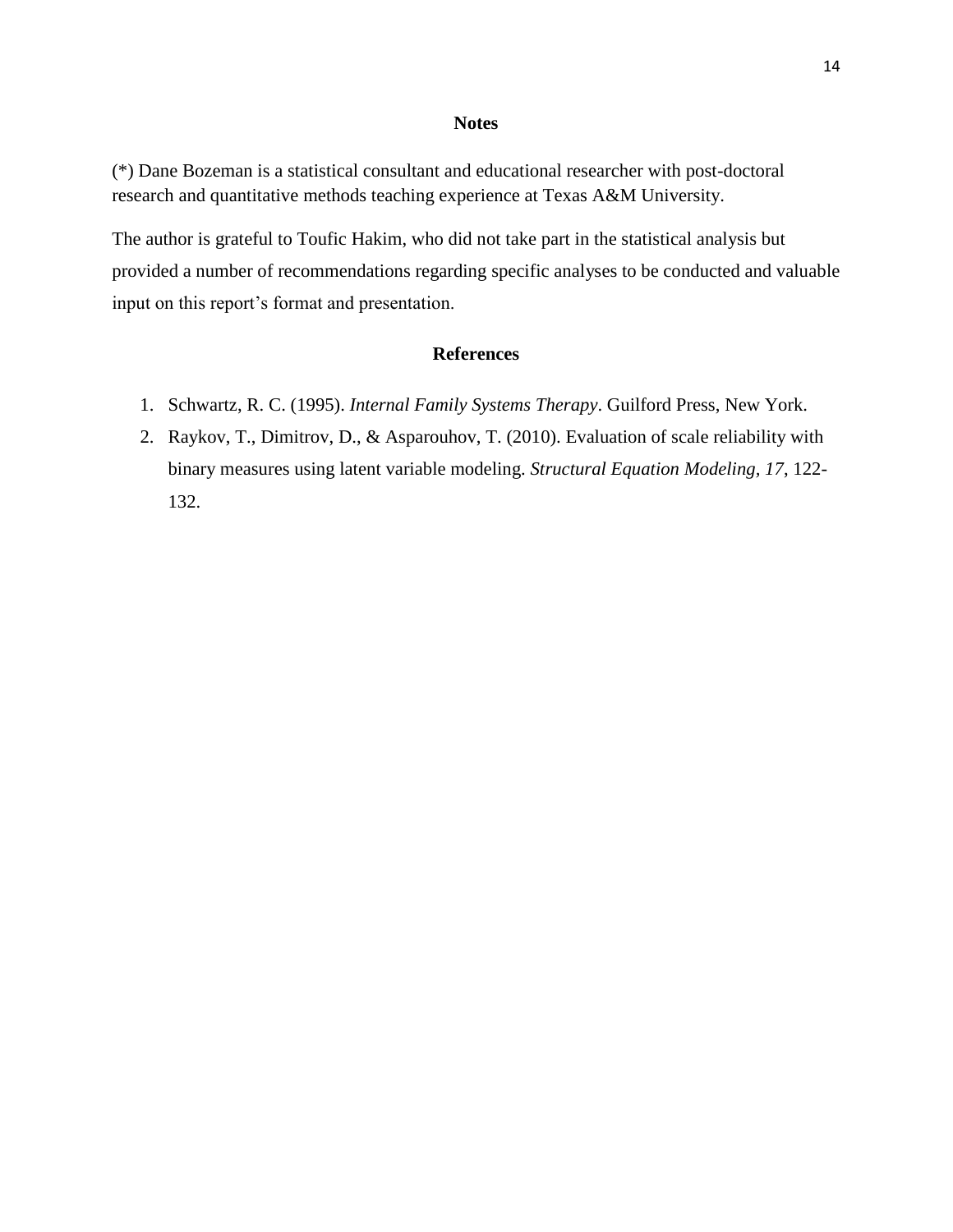## Notes

(*) Dane Bozeman is a statistical consultant and educational researcher with post-doctoral research and quantitative methods teaching experience at Texas A&M University.

The author is grateful to Toufic Hakim, who did not take part in the statistical analysis but provided a number of recommendations regarding specific analyses to be conducted and valuable input on this report's format and presentation.

## References

1. Schwartz, R. C. (1995). *Internal Family Systems Therapy*. Guilford Press, New York.
2. Raykov, T., Dimitrov, D., & Asparouhov, T. (2010). Evaluation of scale reliability with binary measures using latent variable modeling. *Structural Equation Modeling*, *17*, 122-132.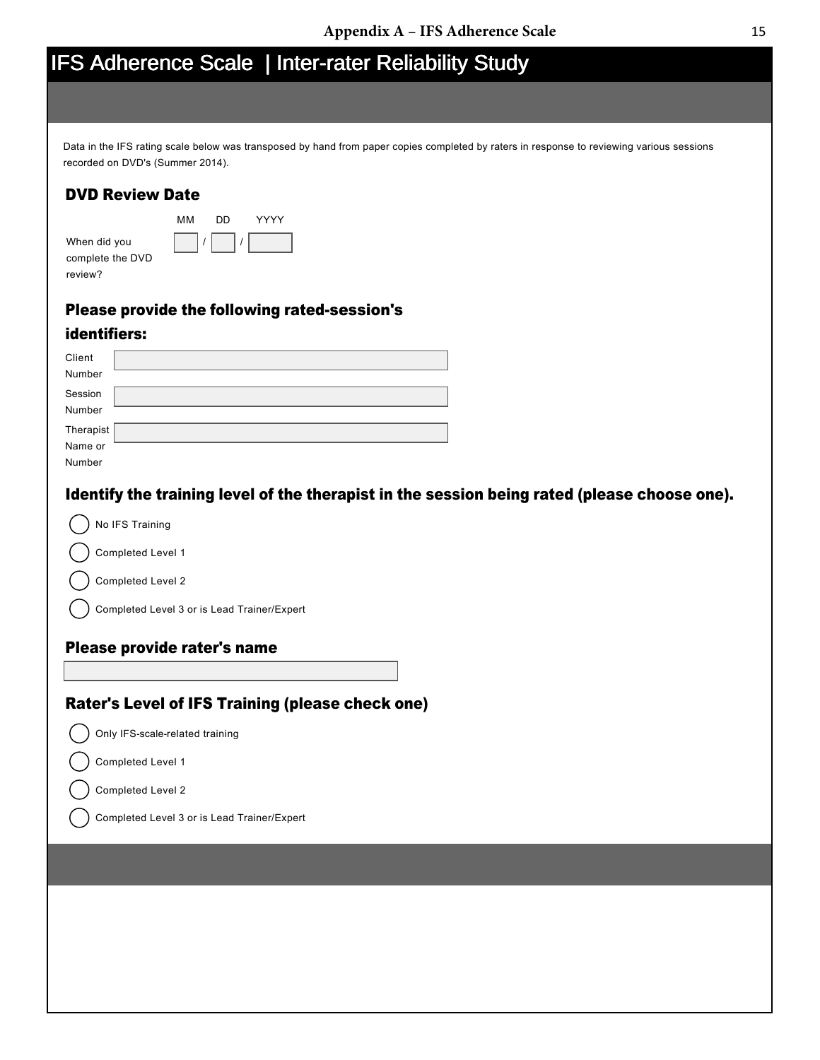# Appendix A – IFS Adherence Scale

## IFS Adherence Scale | Inter-rater Reliability Study

Data in the IFS rating scale below was transposed by hand from paper copies completed by raters in response to reviewing various sessions recorded on DVD's (Summer 2014).

### DVD Review Date

When did you complete the DVD review?

MM / DD / YYYY

\_\_\_ / \_\_\_ / \_\_\_\_

### Please provide the following rated-session's identifiers:

Client Number: \_\_\_\_\_\_\_\_\_\_\_\_\_\_\_\_

Session Number: \_\_\_\_\_\_\_\_\_\_\_\_\_\_\_\_

Therapist Name or Number: \_\_\_\_\_\_\_\_\_\_\_\_\_\_\_\_

### Identify the training level of the therapist in the session being rated (please choose one).

- ◯ No IFS Training
- ◯ Completed Level 1
- ◯ Completed Level 2
- ◯ Completed Level 3 or is Lead Trainer/Expert

### Please provide rater's name

\_\_\_\_\_\_\_\_\_\_\_\_\_\_\_\_

### Rater's Level of IFS Training (please check one)

- ◯ Only IFS-scale-related training
- ◯ Completed Level 1
- ◯ Completed Level 2
- ◯ Completed Level 3 or is Lead Trainer/Expert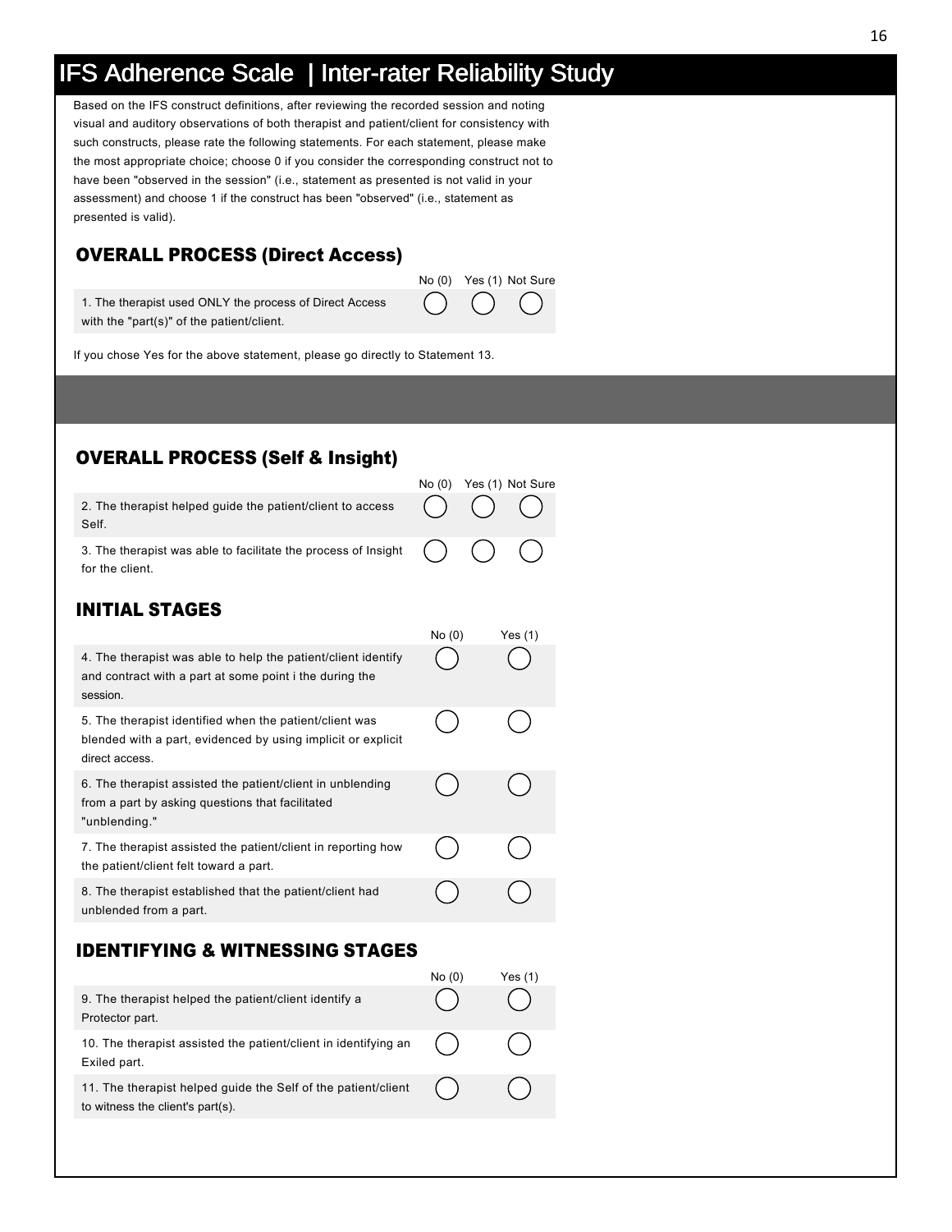# IFS Adherence Scale | Inter-rater Reliability Study

Based on the IFS construct definitions, after reviewing the recorded session and noting visual and auditory observations of both therapist and patient/client for consistency with such constructs, please rate the following statements. For each statement, please make the most appropriate choice; choose 0 if you consider the corresponding construct not to have been "observed in the session" (i.e., statement as presented is not valid in your assessment) and choose 1 if the construct has been "observed" (i.e., statement as presented is valid).

## OVERALL PROCESS (Direct Access)

| | No (0) | Yes (1) | Not Sure |
|---|---|---|---|
| 1. The therapist used ONLY the process of Direct Access with the "part(s)" of the patient/client. | ◯ | ◯ | ◯ |

If you chose Yes for the above statement, please go directly to Statement 13.

## OVERALL PROCESS (Self & Insight)

| | No (0) | Yes (1) | Not Sure |
|---|---|---|---|
| 2. The therapist helped guide the patient/client to access Self. | ◯ | ◯ | ◯ |
| 3. The therapist was able to facilitate the process of Insight for the client. | ◯ | ◯ | ◯ |

## INITIAL STAGES

| | No (0) | Yes (1) |
|---|---|---|
| 4. The therapist was able to help the patient/client identify and contract with a part at some point i the during the session. | ◯ | ◯ |
| 5. The therapist identified when the patient/client was blended with a part, evidenced by using implicit or explicit direct access. | ◯ | ◯ |
| 6. The therapist assisted the patient/client in unblending from a part by asking questions that facilitated "unblending." | ◯ | ◯ |
| 7. The therapist assisted the patient/client in reporting how the patient/client felt toward a part. | ◯ | ◯ |
| 8. The therapist established that the patient/client had unblended from a part. | ◯ | ◯ |

## IDENTIFYING & WITNESSING STAGES

| | No (0) | Yes (1) |
|---|---|---|
| 9. The therapist helped the patient/client identify a Protector part. | ◯ | ◯ |
| 10. The therapist assisted the patient/client in identifying an Exiled part. | ◯ | ◯ |
| 11. The therapist helped guide the Self of the patient/client to witness the client's part(s). | ◯ | ◯ |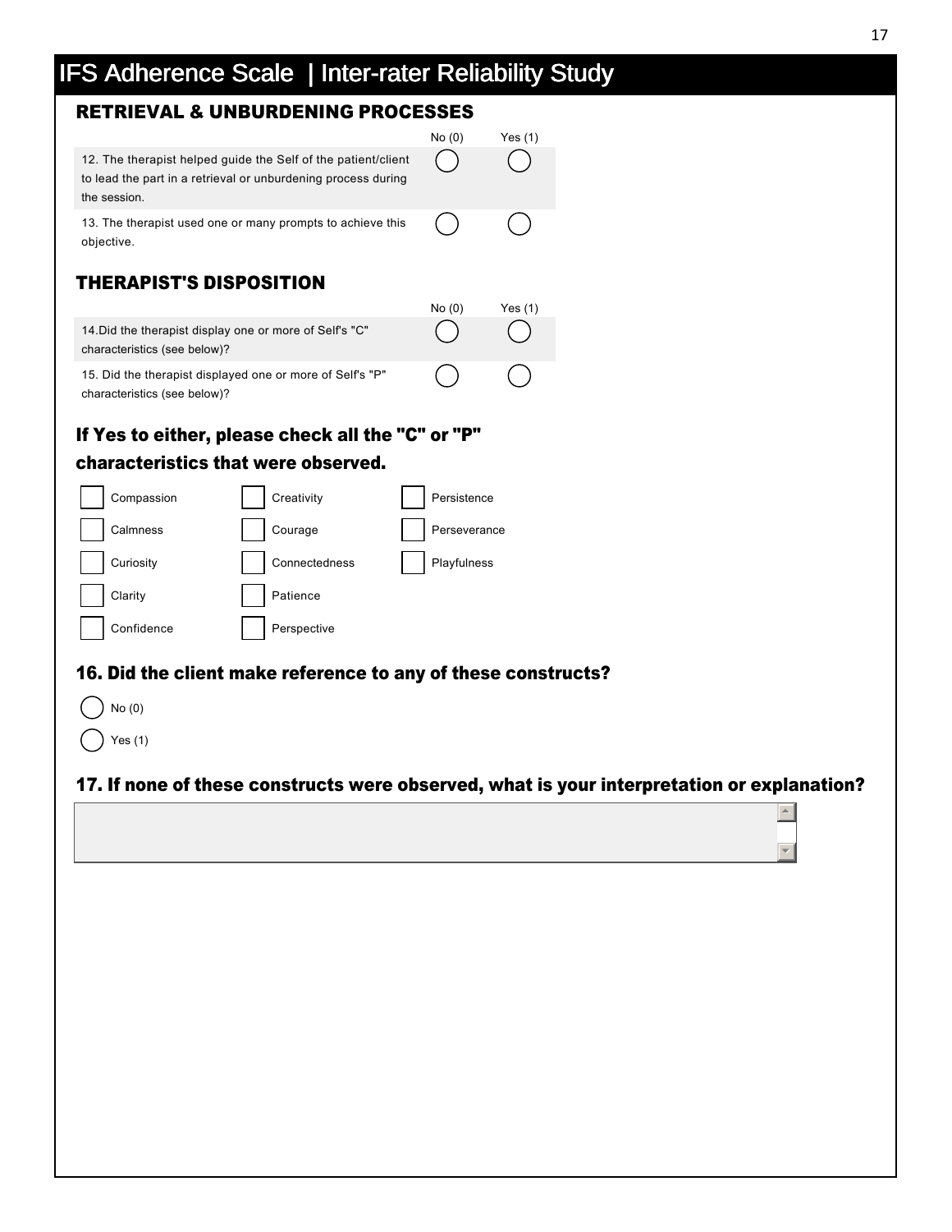# IFS Adherence Scale | Inter-rater Reliability Study

## RETRIEVAL & UNBURDENING PROCESSES

| | No (0) | Yes (1) |
|---|---|---|
| 12. The therapist helped guide the Self of the patient/client to lead the part in a retrieval or unburdening process during the session. | ◯ | ◯ |
| 13. The therapist used one or many prompts to achieve this objective. | ◯ | ◯ |

## THERAPIST'S DISPOSITION

| | No (0) | Yes (1) |
|---|---|---|
| 14.Did the therapist display one or more of Self's "C" characteristics (see below)? | ◯ | ◯ |
| 15. Did the therapist displayed one or more of Self's "P" characteristics (see below)? | ◯ | ◯ |

## If Yes to either, please check all the "C" or "P" characteristics that were observed.

| | | |
|---|---|---|
| ☐ Compassion | ☐ Creativity | ☐ Persistence |
| ☐ Calmness | ☐ Courage | ☐ Perseverance |
| ☐ Curiosity | ☐ Connectedness | ☐ Playfulness |
| ☐ Clarity | ☐ Patience | |
| ☐ Confidence | ☐ Perspective | |

## 16. Did the client make reference to any of these constructs?

◯ No (0)

◯ Yes (1)

## 17. If none of these constructs were observed, what is your interpretation or explanation?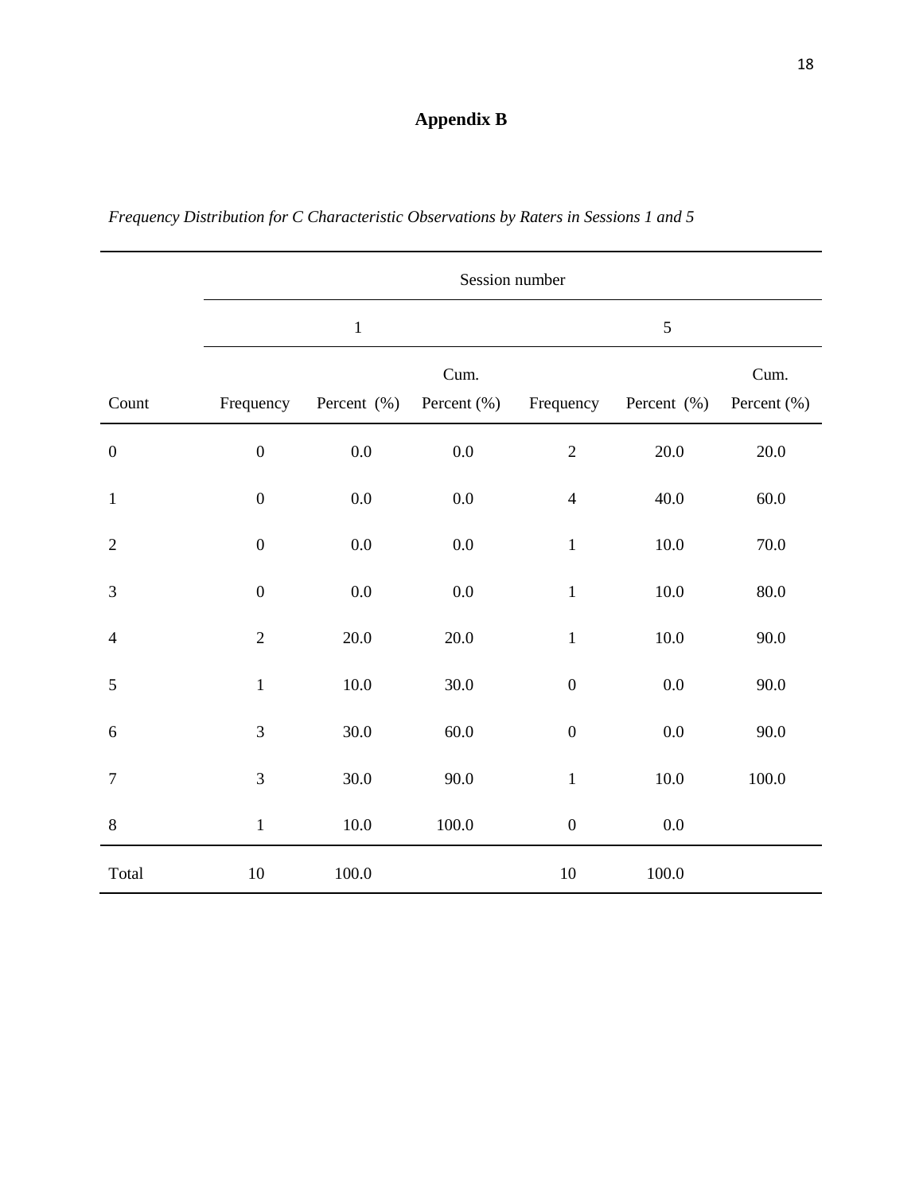# Appendix B

*Frequency Distribution for C Characteristic Observations by Raters in Sessions 1 and 5*

| | Session number | | | | | |
|---|---|---|---|---|---|---|
| | 1 | | | 5 | | |
| Count | Frequency | Percent (%) | Cum. Percent (%) | Frequency | Percent (%) | Cum. Percent (%) |
| 0 | 0 | 0.0 | 0.0 | 2 | 20.0 | 20.0 |
| 1 | 0 | 0.0 | 0.0 | 4 | 40.0 | 60.0 |
| 2 | 0 | 0.0 | 0.0 | 1 | 10.0 | 70.0 |
| 3 | 0 | 0.0 | 0.0 | 1 | 10.0 | 80.0 |
| 4 | 2 | 20.0 | 20.0 | 1 | 10.0 | 90.0 |
| 5 | 1 | 10.0 | 30.0 | 0 | 0.0 | 90.0 |
| 6 | 3 | 30.0 | 60.0 | 0 | 0.0 | 90.0 |
| 7 | 3 | 30.0 | 90.0 | 1 | 10.0 | 100.0 |
| 8 | 1 | 10.0 | 100.0 | 0 | 0.0 | |
| Total | 10 | 100.0 | | 10 | 100.0 | |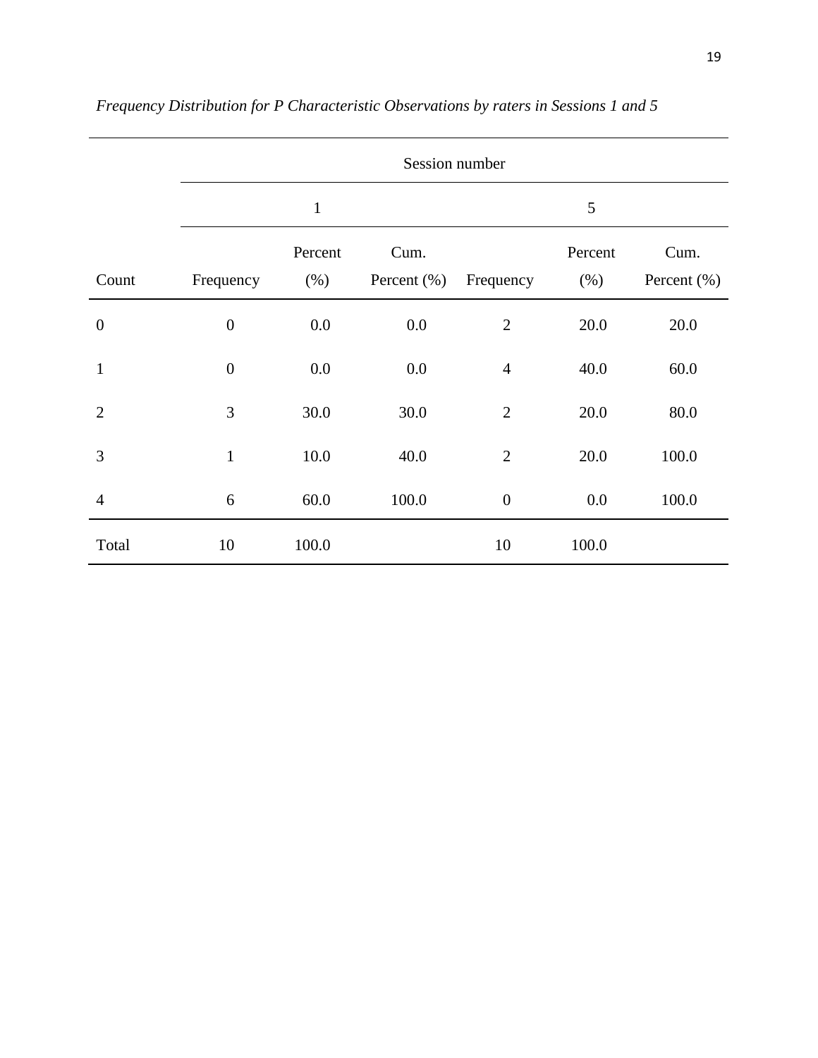*Frequency Distribution for P Characteristic Observations by raters in Sessions 1 and 5*

| | Session number | | | | | |
|---|---|---|---|---|---|---|
| | 1 | | | 5 | | |
| Count | Frequency | Percent (%) | Cum. Percent (%) | Frequency | Percent (%) | Cum. Percent (%) |
| 0 | 0 | 0.0 | 0.0 | 2 | 20.0 | 20.0 |
| 1 | 0 | 0.0 | 0.0 | 4 | 40.0 | 60.0 |
| 2 | 3 | 30.0 | 30.0 | 2 | 20.0 | 80.0 |
| 3 | 1 | 10.0 | 40.0 | 2 | 20.0 | 100.0 |
| 4 | 6 | 60.0 | 100.0 | 0 | 0.0 | 100.0 |
| Total | 10 | 100.0 | | 10 | 100.0 | |